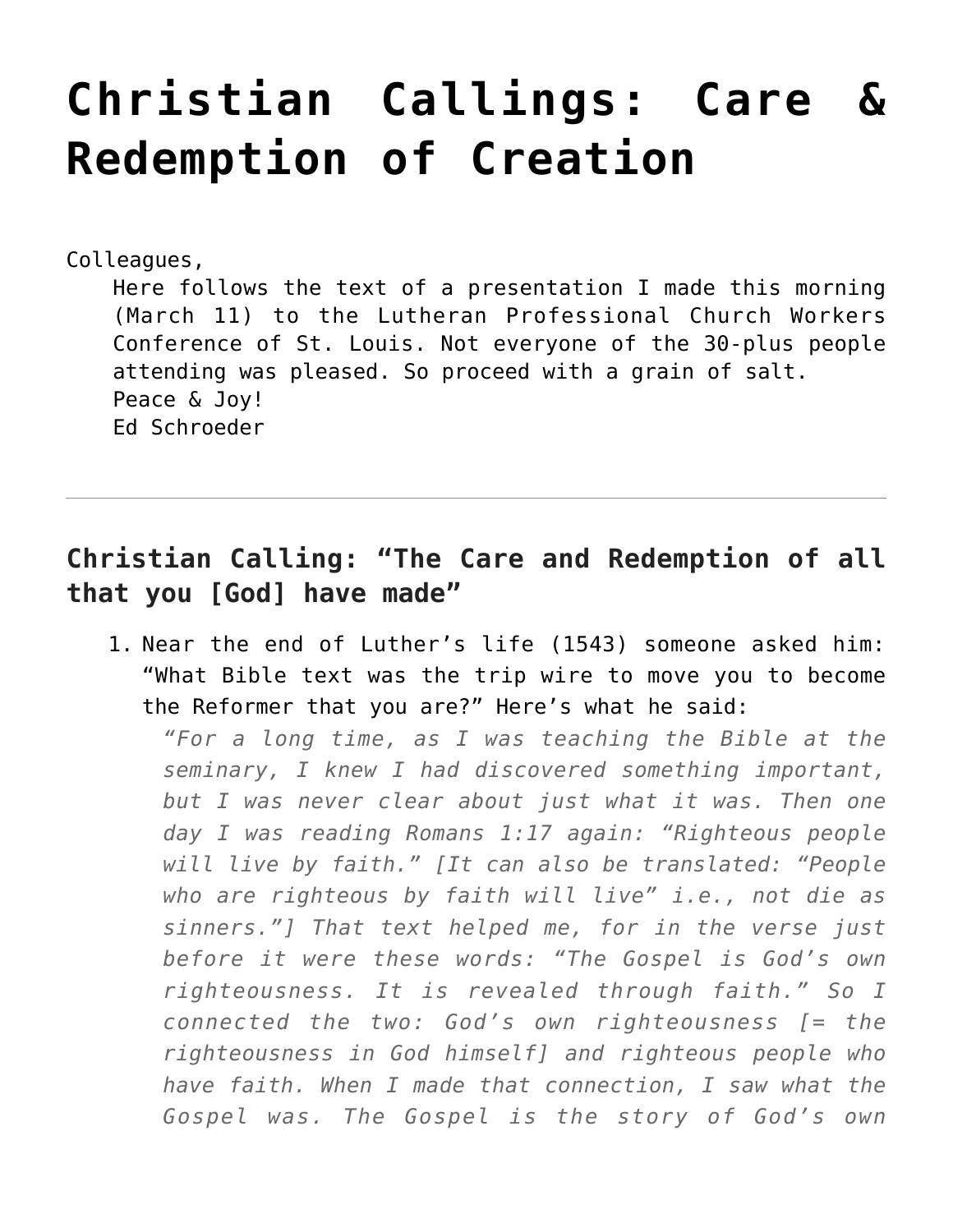# Christian Callings: Care & Redemption of Creation

Colleagues,

Here follows the text of a presentation I made this morning (March 11) to the Lutheran Professional Church Workers Conference of St. Louis. Not everyone of the 30-plus people attending was pleased. So proceed with a grain of salt.

Peace & Joy!

Ed Schroeder

---

## Christian Calling: "The Care and Redemption of all that you [God] have made"

1. Near the end of Luther's life (1543) someone asked him: "What Bible text was the trip wire to move you to become the Reformer that you are?" Here's what he said:

   *"For a long time, as I was teaching the Bible at the seminary, I knew I had discovered something important, but I was never clear about just what it was. Then one day I was reading Romans 1:17 again: "Righteous people will live by faith." [It can also be translated: "People who are righteous by faith will live" i.e., not die as sinners."] That text helped me, for in the verse just before it were these words: "The Gospel is God's own righteousness. It is revealed through faith." So I connected the two: God's own righteousness [= the righteousness in God himself] and righteous people who have faith. When I made that connection, I saw what the Gospel was. The Gospel is the story of God's own*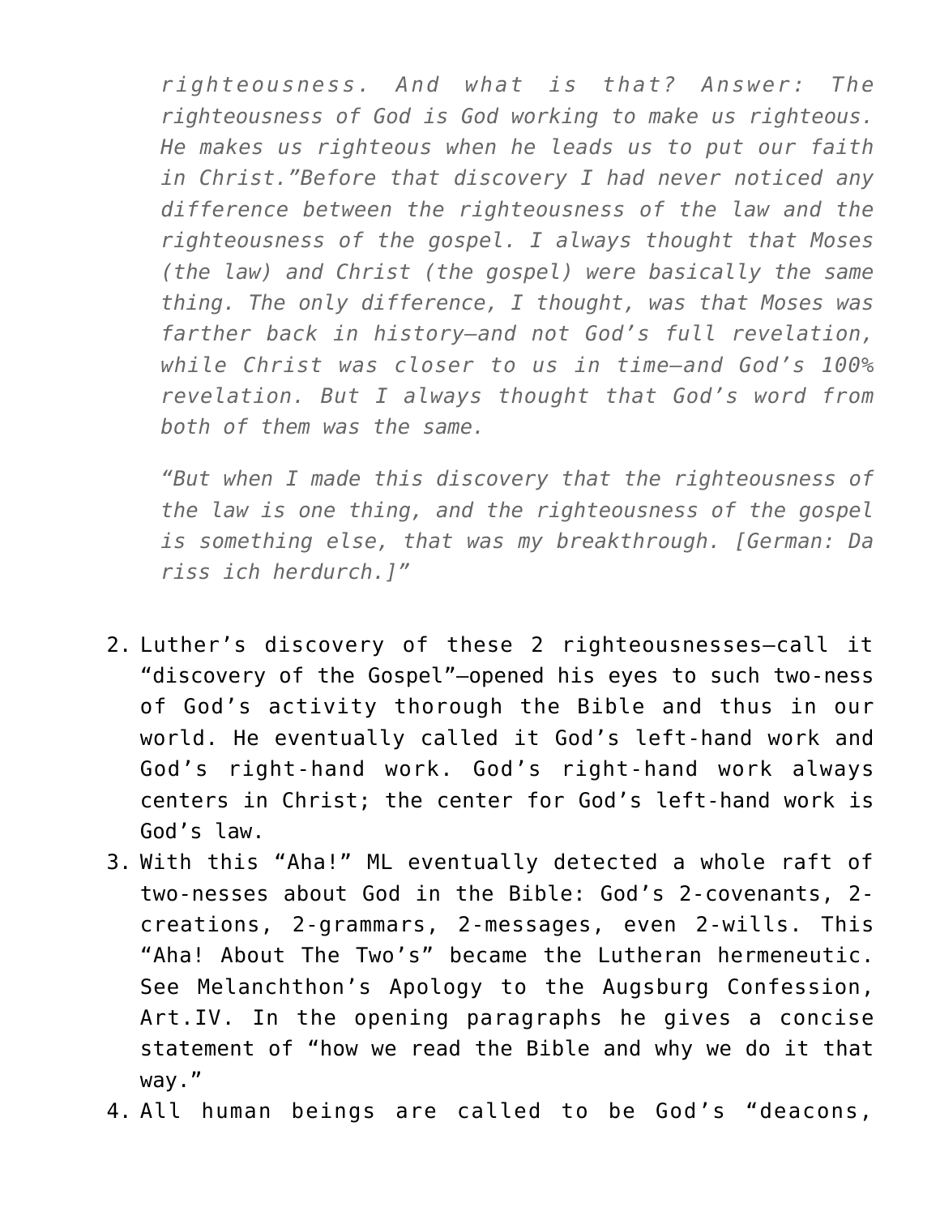*righteousness. And what is that? Answer: The righteousness of God is God working to make us righteous. He makes us righteous when he leads us to put our faith in Christ."Before that discovery I had never noticed any difference between the righteousness of the law and the righteousness of the gospel. I always thought that Moses (the law) and Christ (the gospel) were basically the same thing. The only difference, I thought, was that Moses was farther back in history—and not God's full revelation, while Christ was closer to us in time—and God's 100% revelation. But I always thought that God's word from both of them was the same.*

*"But when I made this discovery that the righteousness of the law is one thing, and the righteousness of the gospel is something else, that was my breakthrough. [German: Da riss ich herdurch.]"*

2. Luther's discovery of these 2 righteousnesses—call it "discovery of the Gospel"—opened his eyes to such two-ness of God's activity thorough the Bible and thus in our world. He eventually called it God's left-hand work and God's right-hand work. God's right-hand work always centers in Christ; the center for God's left-hand work is God's law.
3. With this "Aha!" ML eventually detected a whole raft of two-nesses about God in the Bible: God's 2-covenants, 2-creations, 2-grammars, 2-messages, even 2-wills. This "Aha! About The Two's" became the Lutheran hermeneutic. See Melanchthon's Apology to the Augsburg Confession, Art.IV. In the opening paragraphs he gives a concise statement of "how we read the Bible and why we do it that way."
4. All human beings are called to be God's "deacons,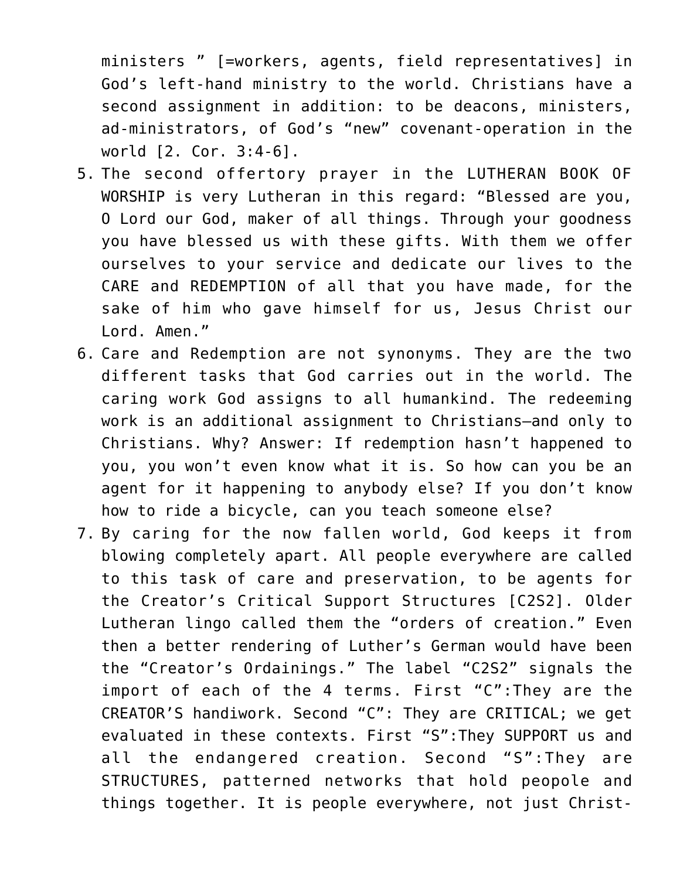ministers ” [=workers, agents, field representatives] in God’s left-hand ministry to the world. Christians have a second assignment in addition: to be deacons, ministers, ad-ministrators, of God’s “new” covenant-operation in the world [2. Cor. 3:4-6].

5. The second offertory prayer in the LUTHERAN BOOK OF WORSHIP is very Lutheran in this regard: “Blessed are you, O Lord our God, maker of all things. Through your goodness you have blessed us with these gifts. With them we offer ourselves to your service and dedicate our lives to the CARE and REDEMPTION of all that you have made, for the sake of him who gave himself for us, Jesus Christ our Lord. Amen.”
6. Care and Redemption are not synonyms. They are the two different tasks that God carries out in the world. The caring work God assigns to all humankind. The redeeming work is an additional assignment to Christians–and only to Christians. Why? Answer: If redemption hasn’t happened to you, you won’t even know what it is. So how can you be an agent for it happening to anybody else? If you don’t know how to ride a bicycle, can you teach someone else?
7. By caring for the now fallen world, God keeps it from blowing completely apart. All people everywhere are called to this task of care and preservation, to be agents for the Creator’s Critical Support Structures [C2S2]. Older Lutheran lingo called them the “orders of creation.” Even then a better rendering of Luther’s German would have been the “Creator’s Ordainings.” The label “C2S2” signals the import of each of the 4 terms. First “C”:They are the CREATOR’S handiwork. Second “C”: They are CRITICAL; we get evaluated in these contexts. First “S”:They SUPPORT us and all the endangered creation. Second “S”:They are STRUCTURES, patterned networks that hold peopole and things together. It is people everywhere, not just Christ-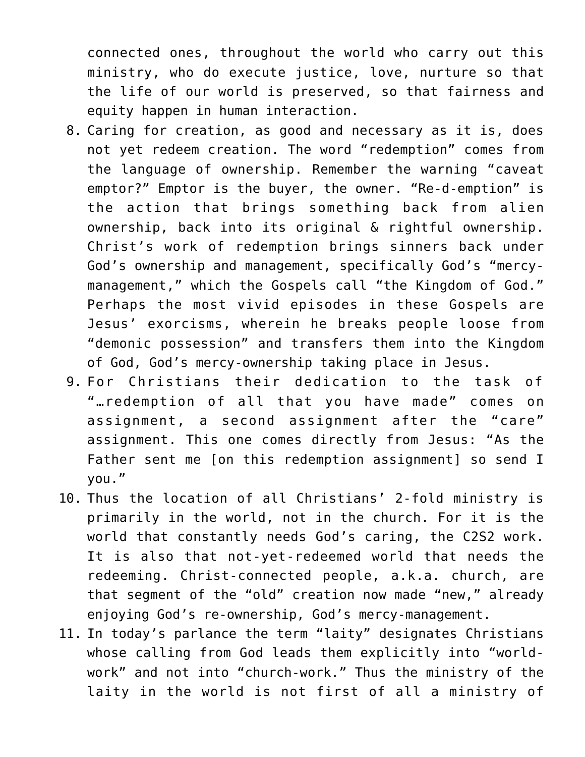connected ones, throughout the world who carry out this ministry, who do execute justice, love, nurture so that the life of our world is preserved, so that fairness and equity happen in human interaction.

8. Caring for creation, as good and necessary as it is, does not yet redeem creation. The word "redemption" comes from the language of ownership. Remember the warning "caveat emptor?" Emptor is the buyer, the owner. "Re-d-emption" is the action that brings something back from alien ownership, back into its original & rightful ownership. Christ's work of redemption brings sinners back under God's ownership and management, specifically God's "mercy-management," which the Gospels call "the Kingdom of God." Perhaps the most vivid episodes in these Gospels are Jesus' exorcisms, wherein he breaks people loose from "demonic possession" and transfers them into the Kingdom of God, God's mercy-ownership taking place in Jesus.
9. For Christians their dedication to the task of "…redemption of all that you have made" comes on assignment, a second assignment after the "care" assignment. This one comes directly from Jesus: "As the Father sent me [on this redemption assignment] so send I you."
10. Thus the location of all Christians' 2-fold ministry is primarily in the world, not in the church. For it is the world that constantly needs God's caring, the C2S2 work. It is also that not-yet-redeemed world that needs the redeeming. Christ-connected people, a.k.a. church, are that segment of the "old" creation now made "new," already enjoying God's re-ownership, God's mercy-management.
11. In today's parlance the term "laity" designates Christians whose calling from God leads them explicitly into "world-work" and not into "church-work." Thus the ministry of the laity in the world is not first of all a ministry of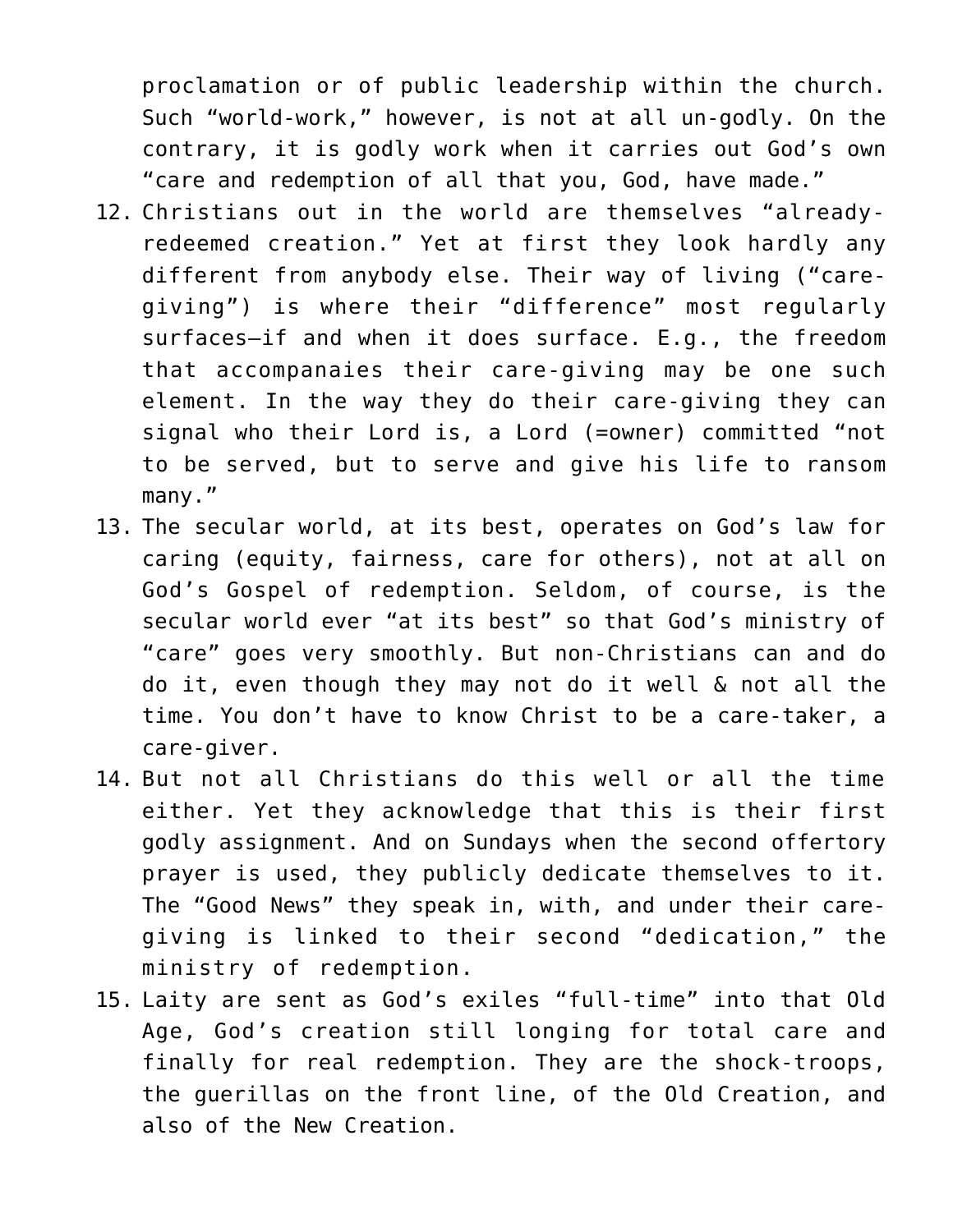proclamation or of public leadership within the church. Such "world-work," however, is not at all un-godly. On the contrary, it is godly work when it carries out God's own "care and redemption of all that you, God, have made."

12. Christians out in the world are themselves "already-redeemed creation." Yet at first they look hardly any different from anybody else. Their way of living ("care-giving") is where their "difference" most regularly surfaces—if and when it does surface. E.g., the freedom that accompanaies their care-giving may be one such element. In the way they do their care-giving they can signal who their Lord is, a Lord (=owner) committed "not to be served, but to serve and give his life to ransom many."
13. The secular world, at its best, operates on God's law for caring (equity, fairness, care for others), not at all on God's Gospel of redemption. Seldom, of course, is the secular world ever "at its best" so that God's ministry of "care" goes very smoothly. But non-Christians can and do do it, even though they may not do it well & not all the time. You don't have to know Christ to be a care-taker, a care-giver.
14. But not all Christians do this well or all the time either. Yet they acknowledge that this is their first godly assignment. And on Sundays when the second offertory prayer is used, they publicly dedicate themselves to it. The "Good News" they speak in, with, and under their care-giving is linked to their second "dedication," the ministry of redemption.
15. Laity are sent as God's exiles "full-time" into that Old Age, God's creation still longing for total care and finally for real redemption. They are the shock-troops, the guerillas on the front line, of the Old Creation, and also of the New Creation.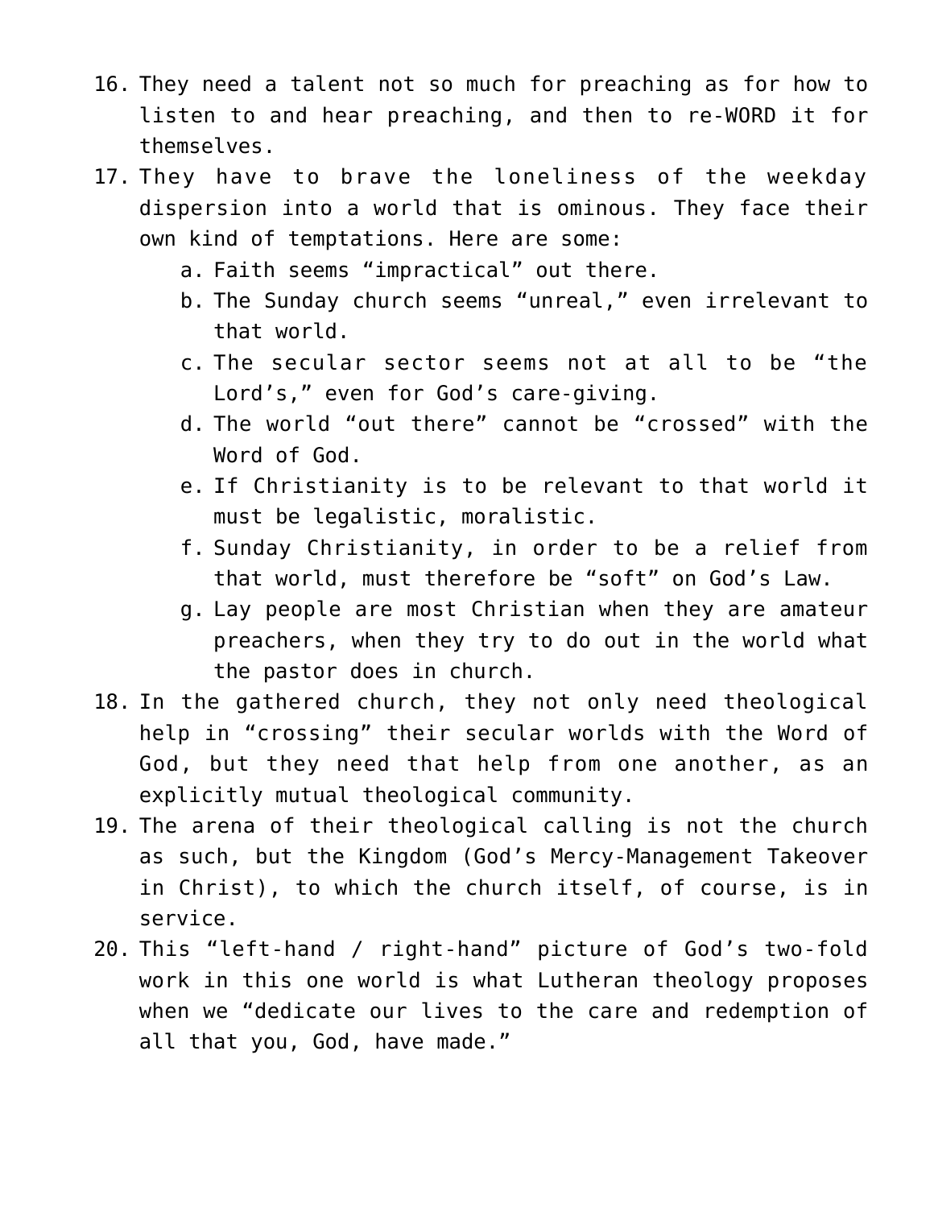16. They need a talent not so much for preaching as for how to listen to and hear preaching, and then to re-WORD it for themselves.
17. They have to brave the loneliness of the weekday dispersion into a world that is ominous. They face their own kind of temptations. Here are some:
    a. Faith seems “impractical” out there.
    b. The Sunday church seems “unreal,” even irrelevant to that world.
    c. The secular sector seems not at all to be “the Lord’s,” even for God’s care-giving.
    d. The world “out there” cannot be “crossed” with the Word of God.
    e. If Christianity is to be relevant to that world it must be legalistic, moralistic.
    f. Sunday Christianity, in order to be a relief from that world, must therefore be “soft” on God’s Law.
    g. Lay people are most Christian when they are amateur preachers, when they try to do out in the world what the pastor does in church.
18. In the gathered church, they not only need theological help in “crossing” their secular worlds with the Word of God, but they need that help from one another, as an explicitly mutual theological community.
19. The arena of their theological calling is not the church as such, but the Kingdom (God’s Mercy-Management Takeover in Christ), to which the church itself, of course, is in service.
20. This “left-hand / right-hand” picture of God’s two-fold work in this one world is what Lutheran theology proposes when we “dedicate our lives to the care and redemption of all that you, God, have made.”